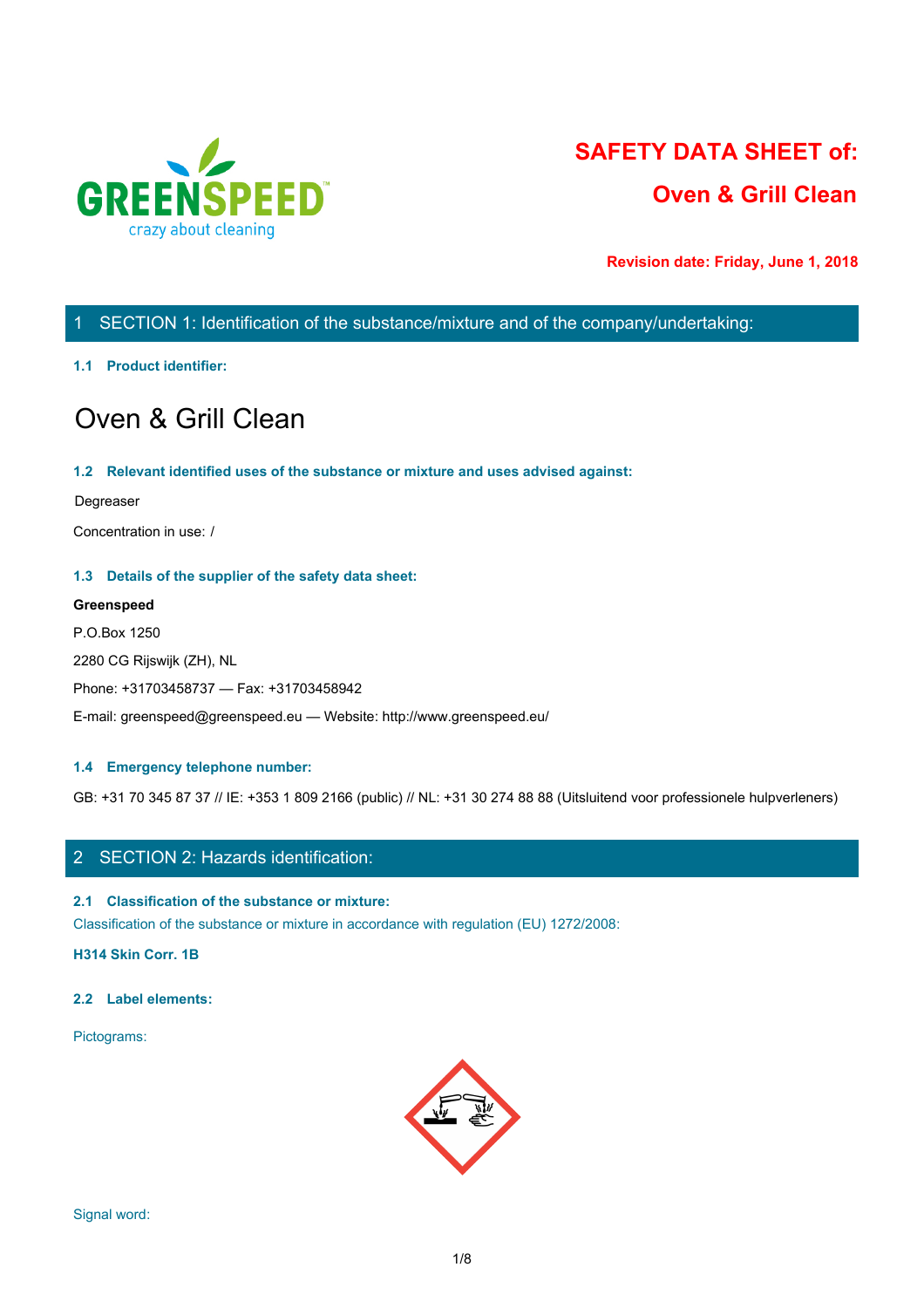GREENSPEED
crazy about cleaning

# SAFETY DATA SHEET of:

# Oven & Grill Clean

**Revision date: Friday, June 1, 2018**

## 1 SECTION 1: Identification of the substance/mixture and of the company/undertaking:

### 1.1 Product identifier:

# Oven & Grill Clean

### 1.2 Relevant identified uses of the substance or mixture and uses advised against:

Degreaser

Concentration in use: /

### 1.3 Details of the supplier of the safety data sheet:

**Greenspeed**

P.O.Box 1250

2280 CG Rijswijk (ZH), NL

Phone: +31703458737 — Fax: +31703458942

E-mail: greenspeed@greenspeed.eu — Website: http://www.greenspeed.eu/

### 1.4 Emergency telephone number:

GB: +31 70 345 87 37 // IE: +353 1 809 2166 (public) // NL: +31 30 274 88 88 (Uitsluitend voor professionele hulpverleners)

## 2 SECTION 2: Hazards identification:

### 2.1 Classification of the substance or mixture:

Classification of the substance or mixture in accordance with regulation (EU) 1272/2008:

**H314 Skin Corr. 1B**

### 2.2 Label elements:

Pictograms:

Signal word: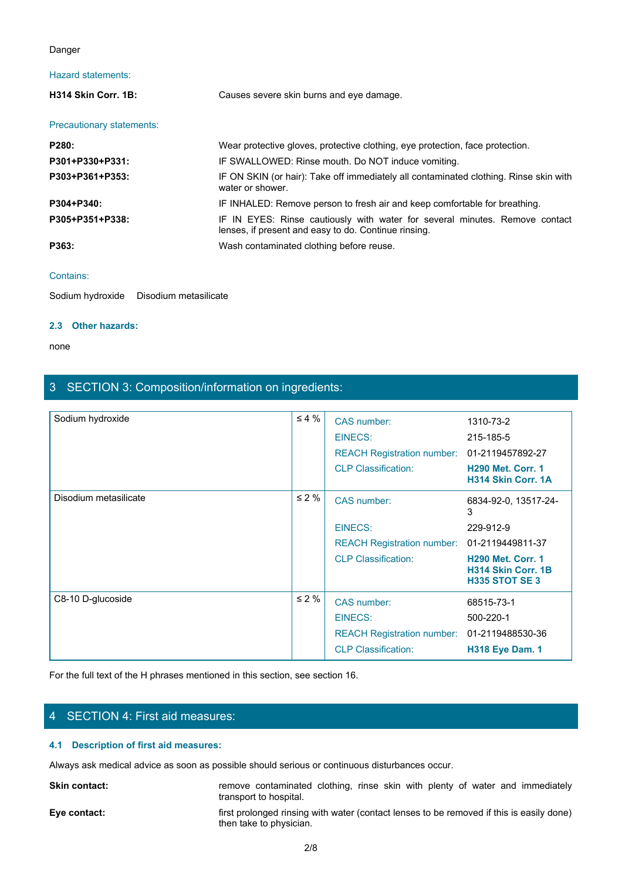Danger

Hazard statements:

| | |
|---|---|
| **H314 Skin Corr. 1B:** | Causes severe skin burns and eye damage. |

Precautionary statements:

| | |
|---|---|
| **P280:** | Wear protective gloves, protective clothing, eye protection, face protection. |
| **P301+P330+P331:** | IF SWALLOWED: Rinse mouth. Do NOT induce vomiting. |
| **P303+P361+P353:** | IF ON SKIN (or hair): Take off immediately all contaminated clothing. Rinse skin with water or shower. |
| **P304+P340:** | IF INHALED: Remove person to fresh air and keep comfortable for breathing. |
| **P305+P351+P338:** | IF IN EYES: Rinse cautiously with water for several minutes. Remove contact lenses, if present and easy to do. Continue rinsing. |
| **P363:** | Wash contaminated clothing before reuse. |

Contains:

Sodium hydroxide     Disodium metasilicate

### 2.3 Other hazards:

none

## 3 SECTION 3: Composition/information on ingredients:

| Ingredient | Concentration | | |
|---|---|---|---|
| Sodium hydroxide | ≤ 4 % | CAS number: | 1310-73-2 |
| | | EINECS: | 215-185-5 |
| | | REACH Registration number: | 01-2119457892-27 |
| | | CLP Classification: | **H290 Met. Corr. 1**<br>**H314 Skin Corr. 1A** |
| Disodium metasilicate | ≤ 2 % | CAS number: | 6834-92-0, 13517-24-3 |
| | | EINECS: | 229-912-9 |
| | | REACH Registration number: | 01-2119449811-37 |
| | | CLP Classification: | **H290 Met. Corr. 1**<br>**H314 Skin Corr. 1B**<br>**H335 STOT SE 3** |
| C8-10 D-glucoside | ≤ 2 % | CAS number: | 68515-73-1 |
| | | EINECS: | 500-220-1 |
| | | REACH Registration number: | 01-2119488530-36 |
| | | CLP Classification: | **H318 Eye Dam. 1** |

For the full text of the H phrases mentioned in this section, see section 16.

## 4 SECTION 4: First aid measures:

### 4.1 Description of first aid measures:

Always ask medical advice as soon as possible should serious or continuous disturbances occur.

| | |
|---|---|
| **Skin contact:** | remove contaminated clothing, rinse skin with plenty of water and immediately transport to hospital. |
| **Eye contact:** | first prolonged rinsing with water (contact lenses to be removed if this is easily done) then take to physician. |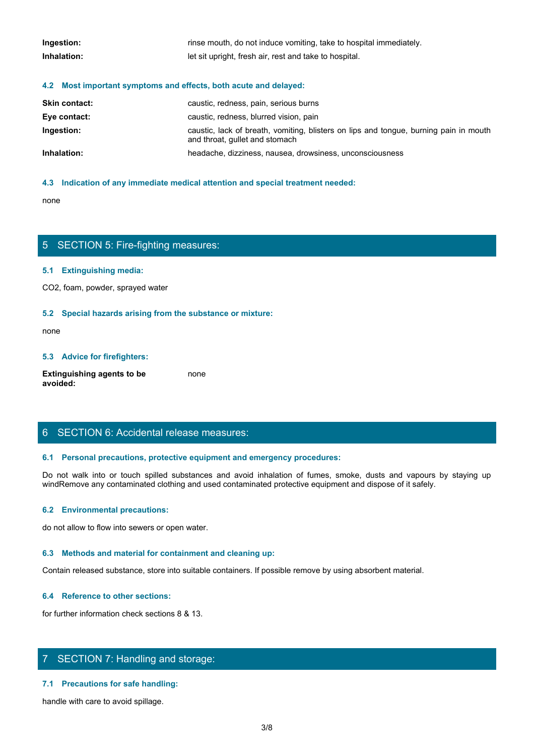| | |
|---|---|
| **Ingestion:** | rinse mouth, do not induce vomiting, take to hospital immediately. |
| **Inhalation:** | let sit upright, fresh air, rest and take to hospital. |

### 4.2 Most important symptoms and effects, both acute and delayed:

| | |
|---|---|
| **Skin contact:** | caustic, redness, pain, serious burns |
| **Eye contact:** | caustic, redness, blurred vision, pain |
| **Ingestion:** | caustic, lack of breath, vomiting, blisters on lips and tongue, burning pain in mouth and throat, gullet and stomach |
| **Inhalation:** | headache, dizziness, nausea, drowsiness, unconsciousness |

### 4.3 Indication of any immediate medical attention and special treatment needed:

none

## 5 SECTION 5: Fire-fighting measures:

### 5.1 Extinguishing media:

$CO_2$, foam, powder, sprayed water

### 5.2 Special hazards arising from the substance or mixture:

none

### 5.3 Advice for firefighters:

| | |
|---|---|
| **Extinguishing agents to be avoided:** | none |

## 6 SECTION 6: Accidental release measures:

### 6.1 Personal precautions, protective equipment and emergency procedures:

Do not walk into or touch spilled substances and avoid inhalation of fumes, smoke, dusts and vapours by staying up windRemove any contaminated clothing and used contaminated protective equipment and dispose of it safely.

### 6.2 Environmental precautions:

do not allow to flow into sewers or open water.

### 6.3 Methods and material for containment and cleaning up:

Contain released substance, store into suitable containers. If possible remove by using absorbent material.

### 6.4 Reference to other sections:

for further information check sections 8 & 13.

## 7 SECTION 7: Handling and storage:

### 7.1 Precautions for safe handling:

handle with care to avoid spillage.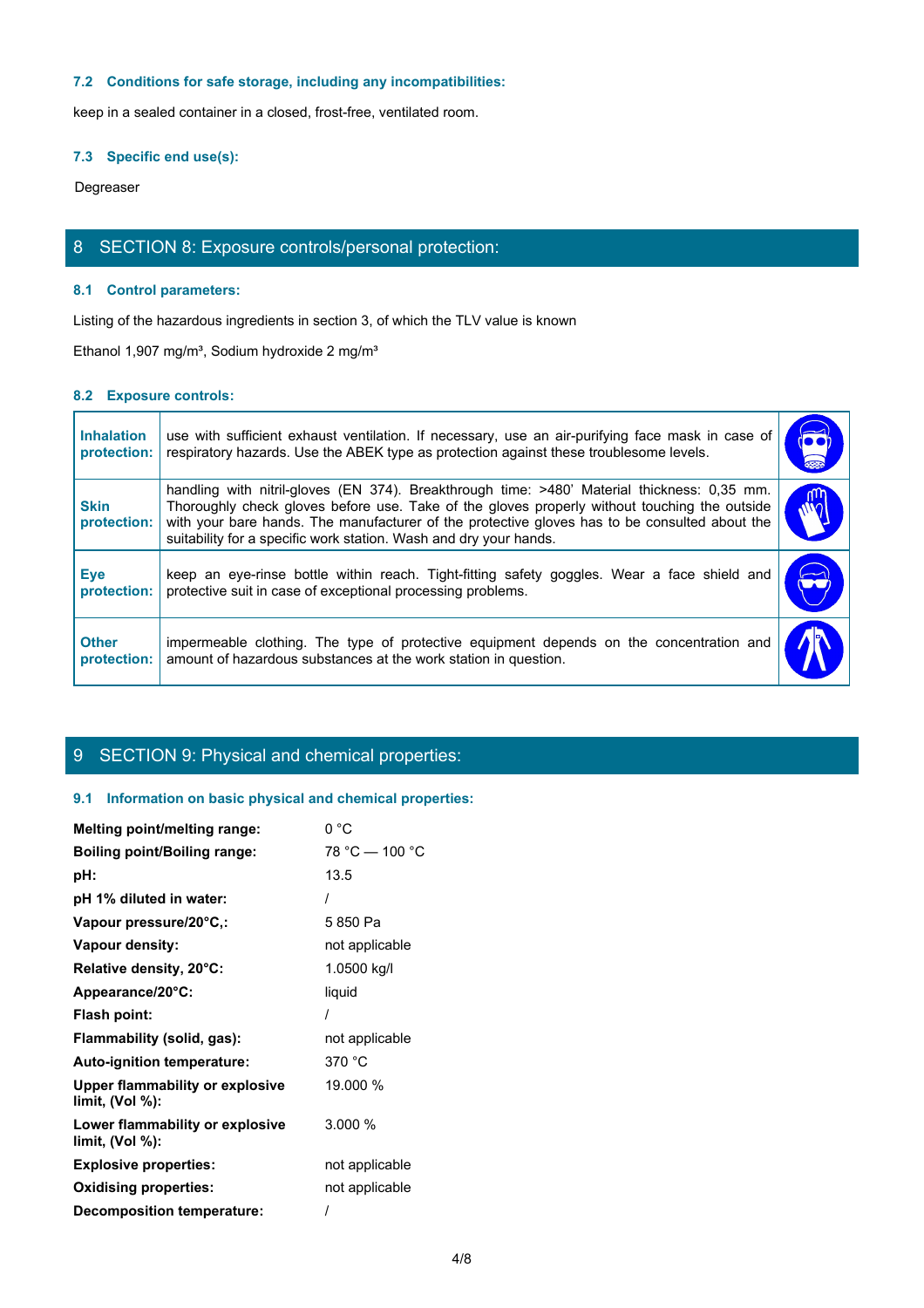### 7.2 Conditions for safe storage, including any incompatibilities:

keep in a sealed container in a closed, frost-free, ventilated room.

### 7.3 Specific end use(s):

Degreaser

## 8 SECTION 8: Exposure controls/personal protection:

### 8.1 Control parameters:

Listing of the hazardous ingredients in section 3, of which the TLV value is known

Ethanol 1,907 mg/m³, Sodium hydroxide 2 mg/m³

### 8.2 Exposure controls:

| | |
|---|---|
| **Inhalation protection:** | use with sufficient exhaust ventilation. If necessary, use an air-purifying face mask in case of respiratory hazards. Use the ABEK type as protection against these troublesome levels. |
| **Skin protection:** | handling with nitril-gloves (EN 374). Breakthrough time: >480' Material thickness: 0,35 mm. Thoroughly check gloves before use. Take of the gloves properly without touching the outside with your bare hands. The manufacturer of the protective gloves has to be consulted about the suitability for a specific work station. Wash and dry your hands. |
| **Eye protection:** | keep an eye-rinse bottle within reach. Tight-fitting safety goggles. Wear a face shield and protective suit in case of exceptional processing problems. |
| **Other protection:** | impermeable clothing. The type of protective equipment depends on the concentration and amount of hazardous substances at the work station in question. |

## 9 SECTION 9: Physical and chemical properties:

### 9.1 Information on basic physical and chemical properties:

| | |
|---|---|
| **Melting point/melting range:** | 0 °C |
| **Boiling point/Boiling range:** | 78 °C — 100 °C |
| **pH:** | 13.5 |
| **pH 1% diluted in water:** | / |
| **Vapour pressure/20°C,:** | 5 850 Pa |
| **Vapour density:** | not applicable |
| **Relative density, 20°C:** | 1.0500 kg/l |
| **Appearance/20°C:** | liquid |
| **Flash point:** | / |
| **Flammability (solid, gas):** | not applicable |
| **Auto-ignition temperature:** | 370 °C |
| **Upper flammability or explosive limit, (Vol %):** | 19.000 % |
| **Lower flammability or explosive limit, (Vol %):** | 3.000 % |
| **Explosive properties:** | not applicable |
| **Oxidising properties:** | not applicable |
| **Decomposition temperature:** | / |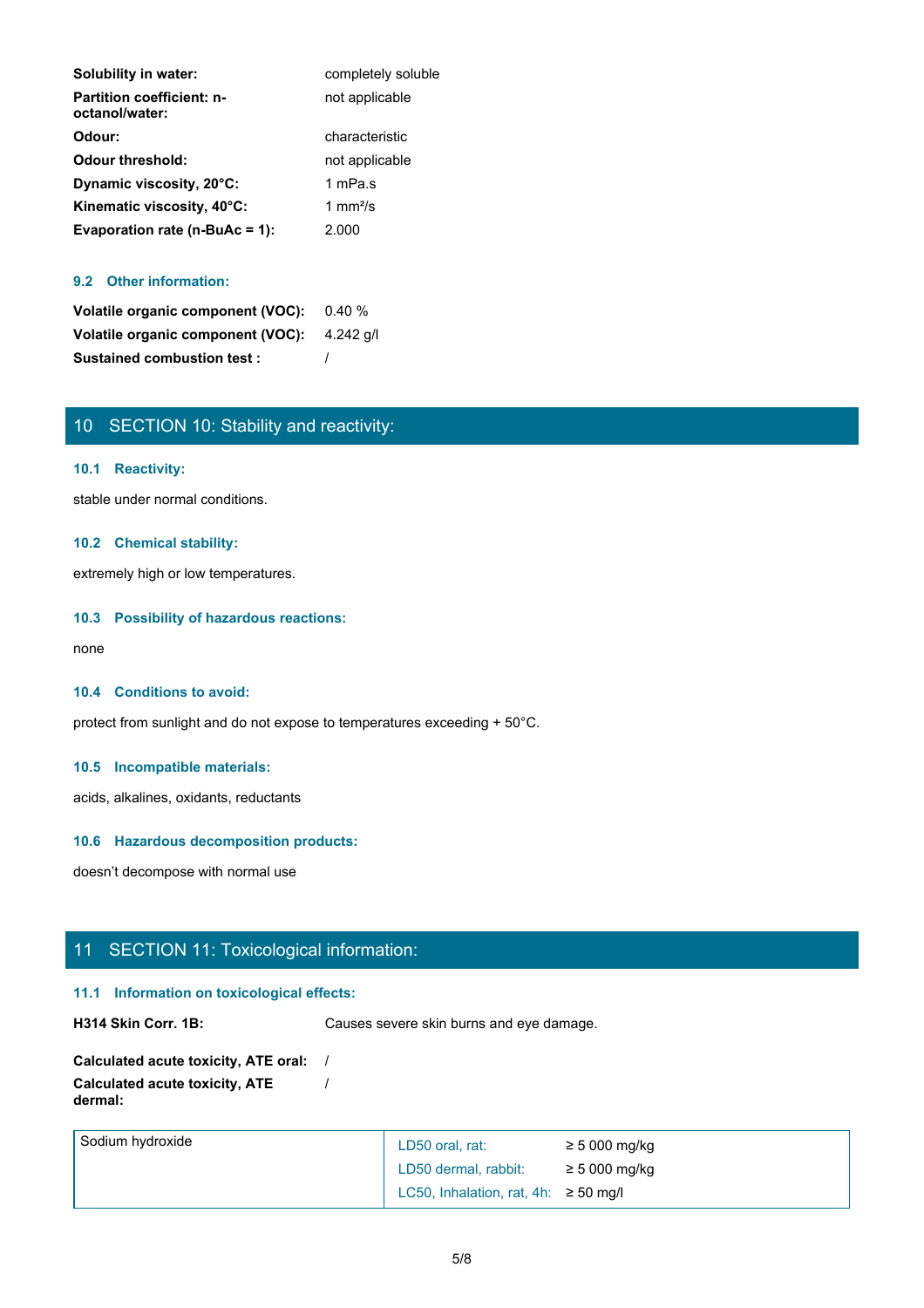| | |
|---|---|
| **Solubility in water:** | completely soluble |
| **Partition coefficient: n-octanol/water:** | not applicable |
| **Odour:** | characteristic |
| **Odour threshold:** | not applicable |
| **Dynamic viscosity, 20°C:** | 1 mPa.s |
| **Kinematic viscosity, 40°C:** | 1 mm²/s |
| **Evaporation rate (n-BuAc = 1):** | 2.000 |

### 9.2 Other information:

| | |
|---|---|
| **Volatile organic component (VOC):** | 0.40 % |
| **Volatile organic component (VOC):** | 4.242 g/l |
| **Sustained combustion test :** | / |

## 10 SECTION 10: Stability and reactivity:

### 10.1 Reactivity:

stable under normal conditions.

### 10.2 Chemical stability:

extremely high or low temperatures.

### 10.3 Possibility of hazardous reactions:

none

### 10.4 Conditions to avoid:

protect from sunlight and do not expose to temperatures exceeding + 50°C.

### 10.5 Incompatible materials:

acids, alkalines, oxidants, reductants

### 10.6 Hazardous decomposition products:

doesn't decompose with normal use

## 11 SECTION 11: Toxicological information:

### 11.1 Information on toxicological effects:

| | |
|---|---|
| **H314 Skin Corr. 1B:** | Causes severe skin burns and eye damage. |

| | |
|---|---|
| **Calculated acute toxicity, ATE oral:** | / |
| **Calculated acute toxicity, ATE dermal:** | / |

| Substance | Test | Value |
|---|---|---|
| Sodium hydroxide | LD50 oral, rat: | ≥ 5 000 mg/kg |
| | LD50 dermal, rabbit: | ≥ 5 000 mg/kg |
| | LC50, Inhalation, rat, 4h: | ≥ 50 mg/l |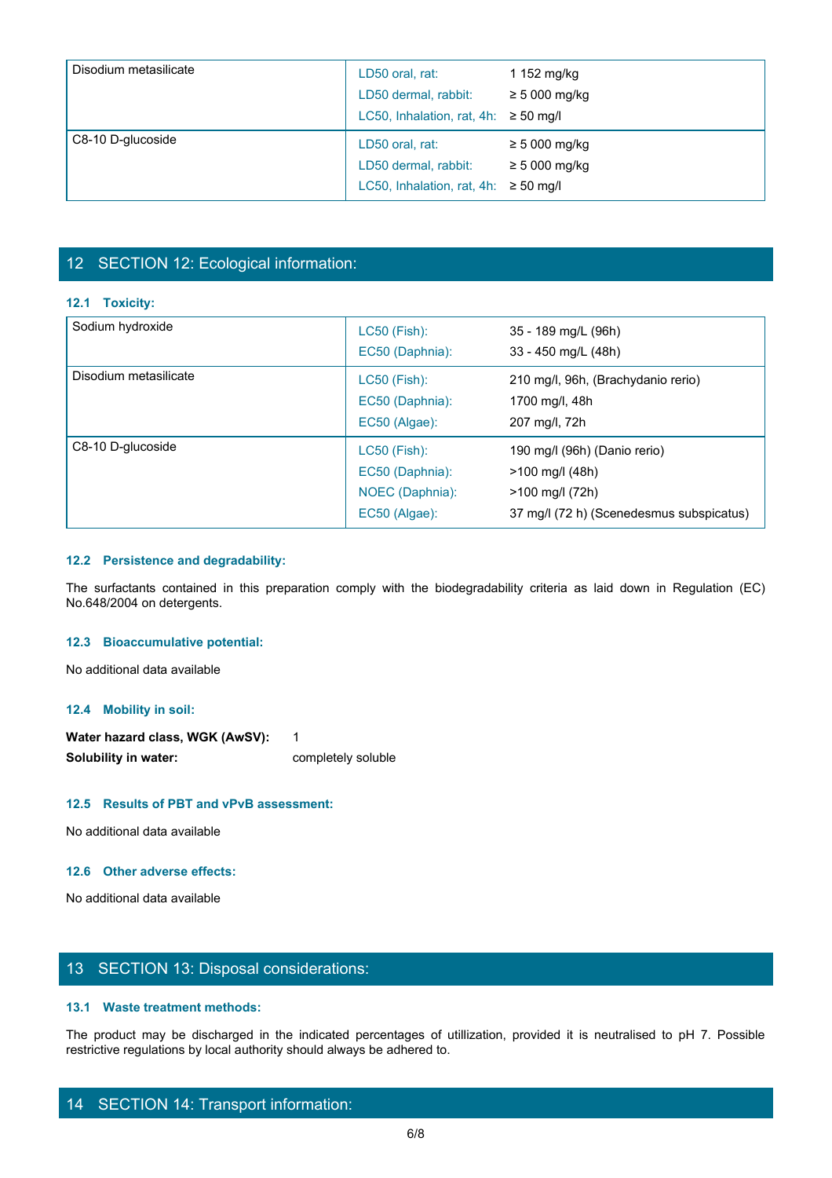| Substance | Test | Value |
| --- | --- | --- |
| Disodium metasilicate | LD50 oral, rat: | 1 152 mg/kg |
| | LD50 dermal, rabbit: | ≥ 5 000 mg/kg |
| | LC50, Inhalation, rat, 4h: | ≥ 50 mg/l |
| C8-10 D-glucoside | LD50 oral, rat: | ≥ 5 000 mg/kg |
| | LD50 dermal, rabbit: | ≥ 5 000 mg/kg |
| | LC50, Inhalation, rat, 4h: | ≥ 50 mg/l |

## 12 SECTION 12: Ecological information:

### 12.1 Toxicity:

| Substance | Test | Value |
| --- | --- | --- |
| Sodium hydroxide | LC50 (Fish): | 35 - 189 mg/L (96h) |
| | EC50 (Daphnia): | 33 - 450 mg/L (48h) |
| Disodium metasilicate | LC50 (Fish): | 210 mg/l, 96h, (Brachydanio rerio) |
| | EC50 (Daphnia): | 1700 mg/l, 48h |
| | EC50 (Algae): | 207 mg/l, 72h |
| C8-10 D-glucoside | LC50 (Fish): | 190 mg/l (96h) (Danio rerio) |
| | EC50 (Daphnia): | >100 mg/l (48h) |
| | NOEC (Daphnia): | >100 mg/l (72h) |
| | EC50 (Algae): | 37 mg/l (72 h) (Scenedesmus subspicatus) |

### 12.2 Persistence and degradability:

The surfactants contained in this preparation comply with the biodegradability criteria as laid down in Regulation (EC) No.648/2004 on detergents.

### 12.3 Bioaccumulative potential:

No additional data available

### 12.4 Mobility in soil:

**Water hazard class, WGK (AwSV):** 1

**Solubility in water:** completely soluble

### 12.5 Results of PBT and vPvB assessment:

No additional data available

### 12.6 Other adverse effects:

No additional data available

## 13 SECTION 13: Disposal considerations:

### 13.1 Waste treatment methods:

The product may be discharged in the indicated percentages of utillization, provided it is neutralised to pH 7. Possible restrictive regulations by local authority should always be adhered to.

## 14 SECTION 14: Transport information: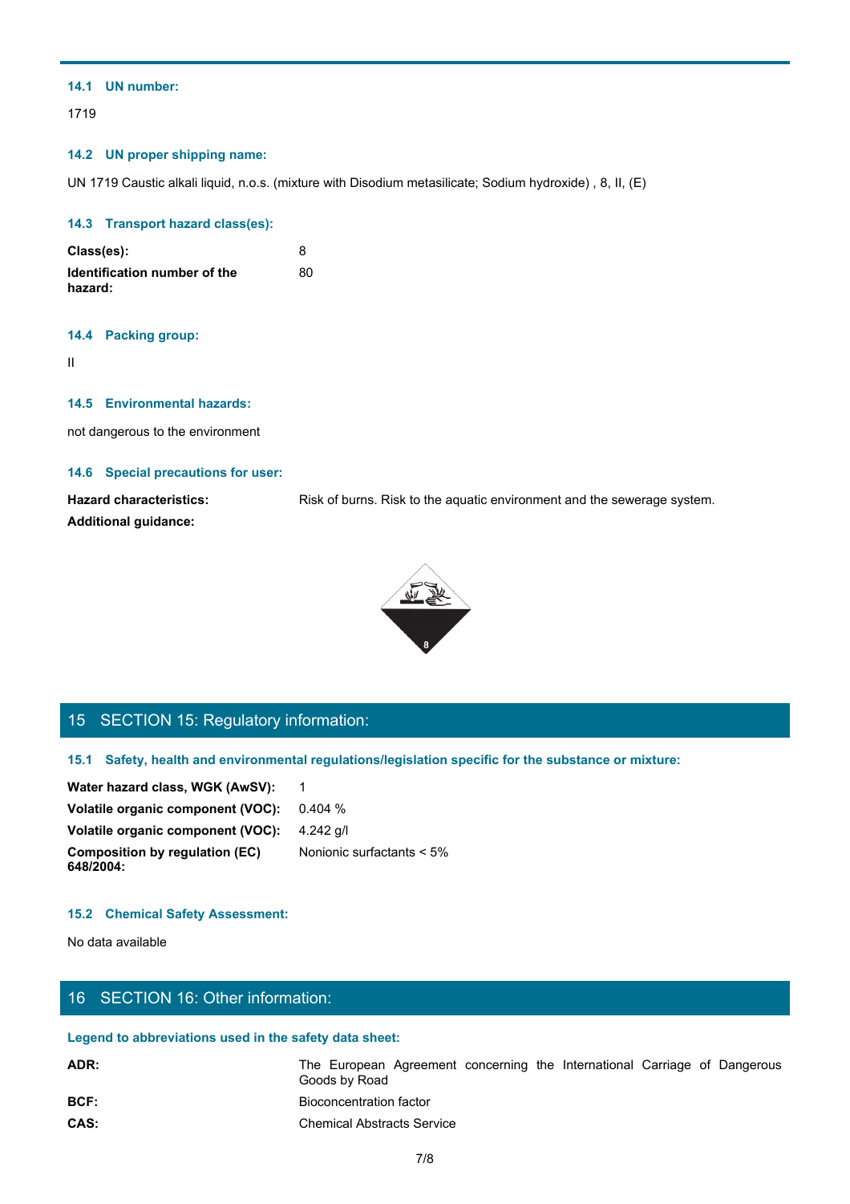### 14.1 UN number:

1719

### 14.2 UN proper shipping name:

UN 1719 Caustic alkali liquid, n.o.s. (mixture with Disodium metasilicate; Sodium hydroxide) , 8, II, (E)

### 14.3 Transport hazard class(es):

| | |
|---|---|
| **Class(es):** | 8 |
| **Identification number of the hazard:** | 80 |

### 14.4 Packing group:

II

### 14.5 Environmental hazards:

not dangerous to the environment

### 14.6 Special precautions for user:

| | |
|---|---|
| **Hazard characteristics:** | Risk of burns. Risk to the aquatic environment and the sewerage system. |
| **Additional guidance:** | |

## 15 SECTION 15: Regulatory information:

### 15.1 Safety, health and environmental regulations/legislation specific for the substance or mixture:

| | |
|---|---|
| **Water hazard class, WGK (AwSV):** | 1 |
| **Volatile organic component (VOC):** | 0.404 % |
| **Volatile organic component (VOC):** | 4.242 g/l |
| **Composition by regulation (EC) 648/2004:** | Nonionic surfactants < 5% |

### 15.2 Chemical Safety Assessment:

No data available

## 16 SECTION 16: Other information:

### Legend to abbreviations used in the safety data sheet:

| | |
|---|---|
| **ADR:** | The European Agreement concerning the International Carriage of Dangerous Goods by Road |
| **BCF:** | Bioconcentration factor |
| **CAS:** | Chemical Abstracts Service |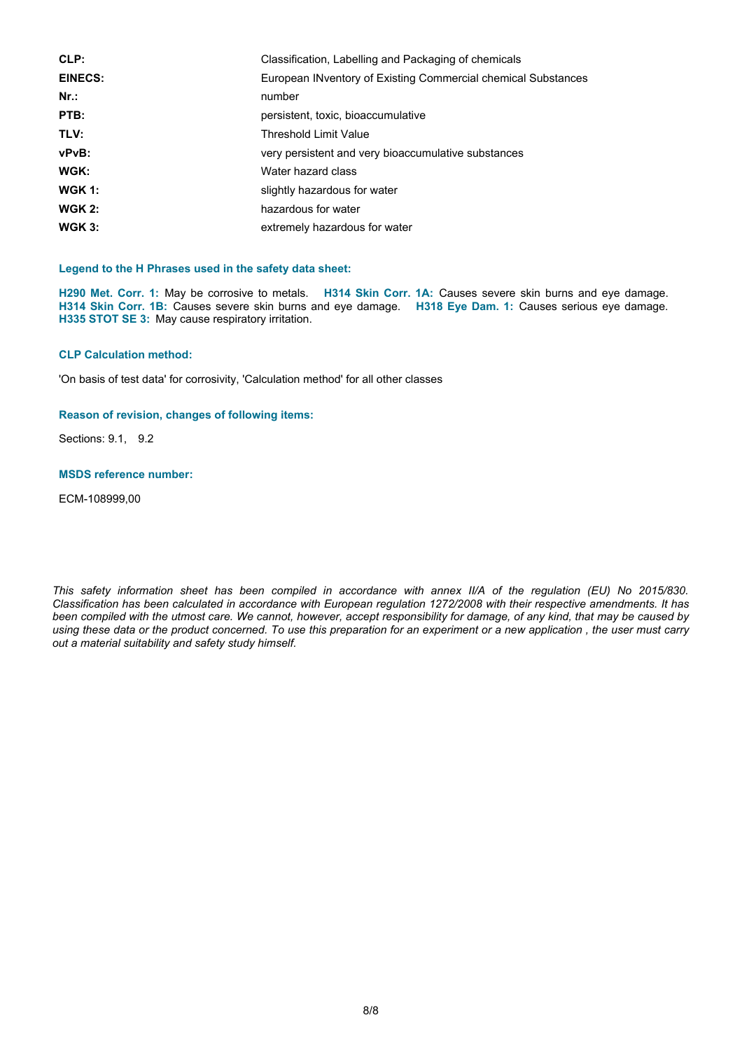| | |
|---|---|
| **CLP:** | Classification, Labelling and Packaging of chemicals |
| **EINECS:** | European INventory of Existing Commercial chemical Substances |
| **Nr.:** | number |
| **PTB:** | persistent, toxic, bioaccumulative |
| **TLV:** | Threshold Limit Value |
| **vPvB:** | very persistent and very bioaccumulative substances |
| **WGK:** | Water hazard class |
| **WGK 1:** | slightly hazardous for water |
| **WGK 2:** | hazardous for water |
| **WGK 3:** | extremely hazardous for water |

### Legend to the H Phrases used in the safety data sheet:

**H290 Met. Corr. 1:** May be corrosive to metals. **H314 Skin Corr. 1A:** Causes severe skin burns and eye damage. **H314 Skin Corr. 1B:** Causes severe skin burns and eye damage. **H318 Eye Dam. 1:** Causes serious eye damage. **H335 STOT SE 3:** May cause respiratory irritation.

### CLP Calculation method:

'On basis of test data' for corrosivity, 'Calculation method' for all other classes

### Reason of revision, changes of following items:

Sections: 9.1, 9.2

### MSDS reference number:

ECM-108999,00

*This safety information sheet has been compiled in accordance with annex II/A of the regulation (EU) No 2015/830. Classification has been calculated in accordance with European regulation 1272/2008 with their respective amendments. It has been compiled with the utmost care. We cannot, however, accept responsibility for damage, of any kind, that may be caused by using these data or the product concerned. To use this preparation for an experiment or a new application , the user must carry out a material suitability and safety study himself.*